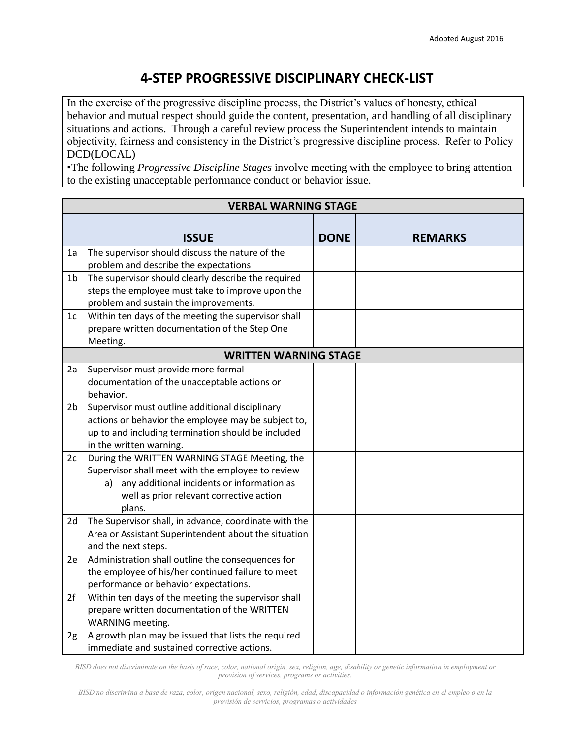Adopted August 2016

# 4-STEP PROGRESSIVE DISCIPLINARY CHECK-LIST

In the exercise of the progressive discipline process, the District's values of honesty, ethical behavior and mutual respect should guide the content, presentation, and handling of all disciplinary situations and actions. Through a careful review process the Superintendent intends to maintain objectivity, fairness and consistency in the District's progressive discipline process. Refer to Policy DCD(LOCAL)

▪The following *Progressive Discipline Stages* involve meeting with the employee to bring attention to the existing unacceptable performance conduct or behavior issue.

| | **VERBAL WARNING STAGE** | | |
|---|---|---|---|
| | **ISSUE** | **DONE** | **REMARKS** |
| 1a | The supervisor should discuss the nature of the problem and describe the expectations | | |
| 1b | The supervisor should clearly describe the required steps the employee must take to improve upon the problem and sustain the improvements. | | |
| 1c | Within ten days of the meeting the supervisor shall prepare written documentation of the Step One Meeting. | | |
| | **WRITTEN WARNING STAGE** | | |
| 2a | Supervisor must provide more formal documentation of the unacceptable actions or behavior. | | |
| 2b | Supervisor must outline additional disciplinary actions or behavior the employee may be subject to, up to and including termination should be included in the written warning. | | |
| 2c | During the WRITTEN WARNING STAGE Meeting, the Supervisor shall meet with the employee to review a) any additional incidents or information as well as prior relevant corrective action plans. | | |
| 2d | The Supervisor shall, in advance, coordinate with the Area or Assistant Superintendent about the situation and the next steps. | | |
| 2e | Administration shall outline the consequences for the employee of his/her continued failure to meet performance or behavior expectations. | | |
| 2f | Within ten days of the meeting the supervisor shall prepare written documentation of the WRITTEN WARNING meeting. | | |
| 2g | A growth plan may be issued that lists the required immediate and sustained corrective actions. | | |

*BISD does not discriminate on the basis of race, color, national origin, sex, religion, age, disability or genetic information in employment or provision of services, programs or activities.*

*BISD no discrimina a base de raza, color, origen nacional, sexo, religión, edad, discapacidad o información genética en el empleo o en la provisión de servicios, programas o actividades*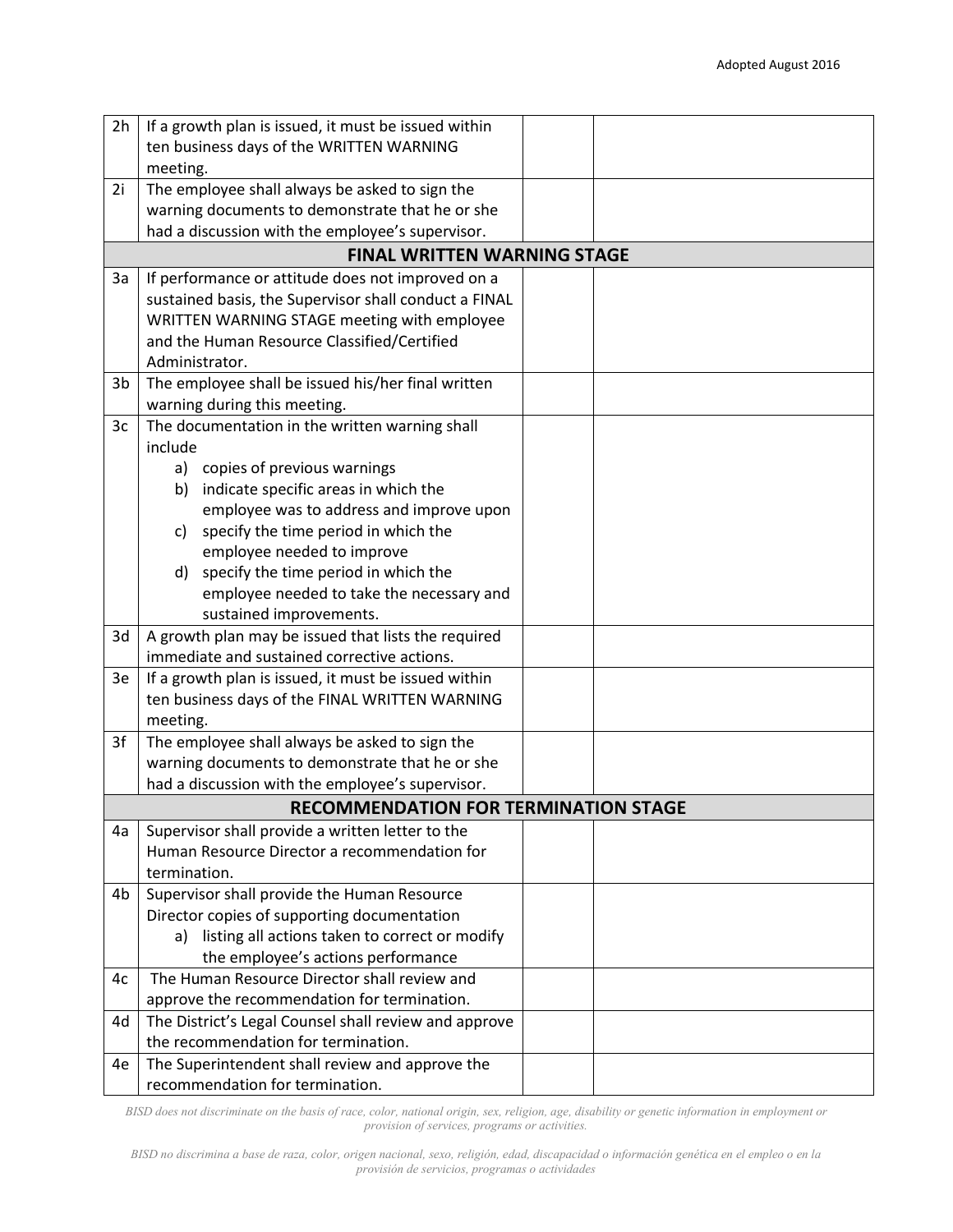| | | | |
|---|---|---|---|
| 2h | If a growth plan is issued, it must be issued within ten business days of the WRITTEN WARNING meeting. | | |
| 2i | The employee shall always be asked to sign the warning documents to demonstrate that he or she had a discussion with the employee's supervisor. | | |
| | **FINAL WRITTEN WARNING STAGE** | | |
| 3a | If performance or attitude does not improved on a sustained basis, the Supervisor shall conduct a FINAL WRITTEN WARNING STAGE meeting with employee and the Human Resource Classified/Certified Administrator. | | |
| 3b | The employee shall be issued his/her final written warning during this meeting. | | |
| 3c | The documentation in the written warning shall include<br>a) copies of previous warnings<br>b) indicate specific areas in which the employee was to address and improve upon<br>c) specify the time period in which the employee needed to improve<br>d) specify the time period in which the employee needed to take the necessary and sustained improvements. | | |
| 3d | A growth plan may be issued that lists the required immediate and sustained corrective actions. | | |
| 3e | If a growth plan is issued, it must be issued within ten business days of the FINAL WRITTEN WARNING meeting. | | |
| 3f | The employee shall always be asked to sign the warning documents to demonstrate that he or she had a discussion with the employee's supervisor. | | |
| | **RECOMMENDATION FOR TERMINATION STAGE** | | |
| 4a | Supervisor shall provide a written letter to the Human Resource Director a recommendation for termination. | | |
| 4b | Supervisor shall provide the Human Resource Director copies of supporting documentation<br>a) listing all actions taken to correct or modify the employee's actions performance | | |
| 4c | The Human Resource Director shall review and approve the recommendation for termination. | | |
| 4d | The District's Legal Counsel shall review and approve the recommendation for termination. | | |
| 4e | The Superintendent shall review and approve the recommendation for termination. | | |

*BISD does not discriminate on the basis of race, color, national origin, sex, religion, age, disability or genetic information in employment or provision of services, programs or activities.*

*BISD no discrimina a base de raza, color, origen nacional, sexo, religión, edad, discapacidad o información genética en el empleo o en la provisión de servicios, programas o actividades*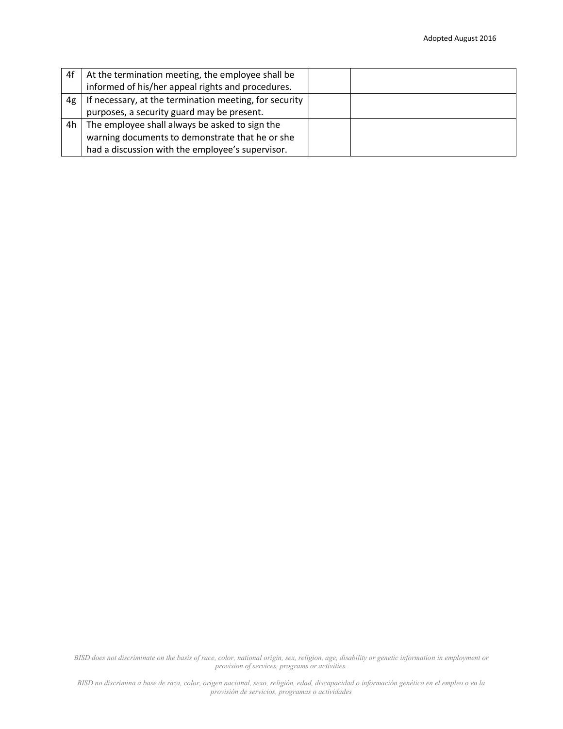| | | | |
|---|---|---|---|
| 4f | At the termination meeting, the employee shall be informed of his/her appeal rights and procedures. | | |
| 4g | If necessary, at the termination meeting, for security purposes, a security guard may be present. | | |
| 4h | The employee shall always be asked to sign the warning documents to demonstrate that he or she had a discussion with the employee's supervisor. | | |

*BISD does not discriminate on the basis of race, color, national origin, sex, religion, age, disability or genetic information in employment or provision of services, programs or activities.*

*BISD no discrimina a base de raza, color, origen nacional, sexo, religión, edad, discapacidad o información genética en el empleo o en la provisión de servicios, programas o actividades*